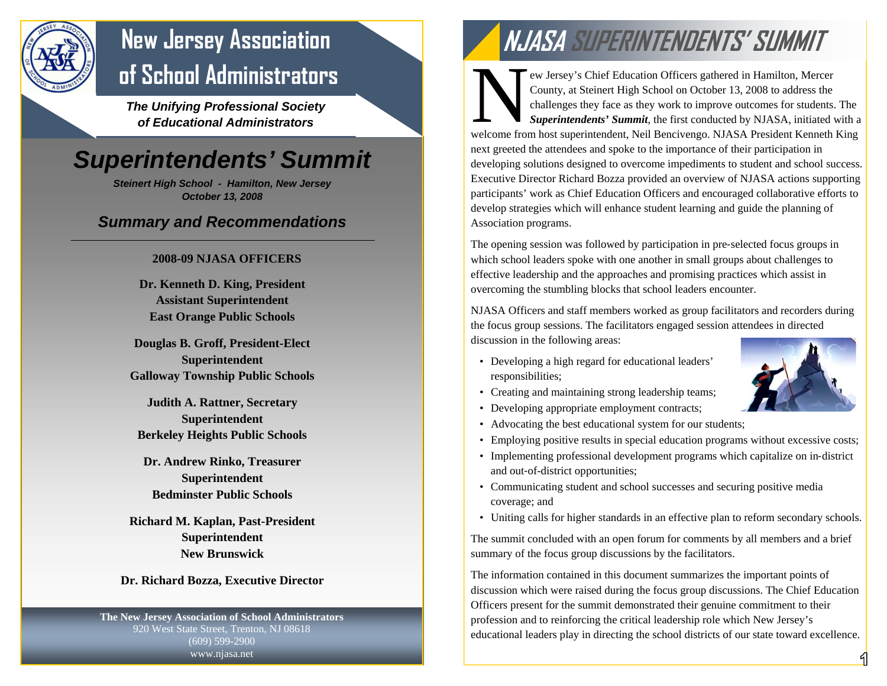# New Jersey Association of School Administrators

***The Unifying Professional Society of Educational Administrators***

# *Superintendents' Summit*

***Steinert High School - Hamilton, New Jersey***
***October 13, 2008***

## *Summary and Recommendations*

---

**2008-09 NJASA OFFICERS**

**Dr. Kenneth D. King, President**
**Assistant Superintendent**
**East Orange Public Schools**

**Douglas B. Groff, President-Elect**
**Superintendent**
**Galloway Township Public Schools**

**Judith A. Rattner, Secretary**
**Superintendent**
**Berkeley Heights Public Schools**

**Dr. Andrew Rinko, Treasurer**
**Superintendent**
**Bedminster Public Schools**

**Richard M. Kaplan, Past-President**
**Superintendent**
**New Brunswick**

**Dr. Richard Bozza, Executive Director**

**The New Jersey Association of School Administrators**
920 West State Street, Trenton, NJ 08618
(609) 599-2900
www.njasa.net

# NJASA SUPERINTENDENTS' SUMMIT

New Jersey's Chief Education Officers gathered in Hamilton, Mercer County, at Steinert High School on October 13, 2008 to address the challenges they face as they work to improve outcomes for students. The ***Superintendents' Summit***, the first conducted by NJASA, initiated with a welcome from host superintendent, Neil Bencivengo. NJASA President Kenneth King next greeted the attendees and spoke to the importance of their participation in developing solutions designed to overcome impediments to student and school success. Executive Director Richard Bozza provided an overview of NJASA actions supporting participants' work as Chief Education Officers and encouraged collaborative efforts to develop strategies which will enhance student learning and guide the planning of Association programs.

The opening session was followed by participation in pre-selected focus groups in which school leaders spoke with one another in small groups about challenges to effective leadership and the approaches and promising practices which assist in overcoming the stumbling blocks that school leaders encounter.

NJASA Officers and staff members worked as group facilitators and recorders during the focus group sessions. The facilitators engaged session attendees in directed discussion in the following areas:

- Developing a high regard for educational leaders' responsibilities;
- Creating and maintaining strong leadership teams;
- Developing appropriate employment contracts;
- Advocating the best educational system for our students;
- Employing positive results in special education programs without excessive costs;
- Implementing professional development programs which capitalize on in-district and out-of-district opportunities;
- Communicating student and school successes and securing positive media coverage; and
- Uniting calls for higher standards in an effective plan to reform secondary schools.

The summit concluded with an open forum for comments by all members and a brief summary of the focus group discussions by the facilitators.

The information contained in this document summarizes the important points of discussion which were raised during the focus group discussions. The Chief Education Officers present for the summit demonstrated their genuine commitment to their profession and to reinforcing the critical leadership role which New Jersey's educational leaders play in directing the school districts of our state toward excellence.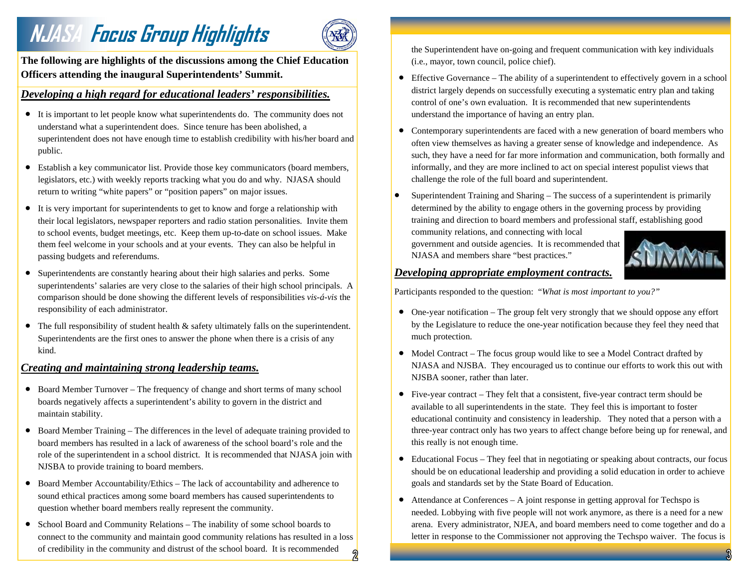# NJASA Focus Group Highlights

**The following are highlights of the discussions among the Chief Education Officers attending the inaugural Superintendents' Summit.**

## *Developing a high regard for educational leaders' responsibilities.*

- It is important to let people know what superintendents do. The community does not understand what a superintendent does. Since tenure has been abolished, a superintendent does not have enough time to establish credibility with his/her board and public.
- Establish a key communicator list. Provide those key communicators (board members, legislators, etc.) with weekly reports tracking what you do and why. NJASA should return to writing "white papers" or "position papers" on major issues.
- It is very important for superintendents to get to know and forge a relationship with their local legislators, newspaper reporters and radio station personalities. Invite them to school events, budget meetings, etc. Keep them up-to-date on school issues. Make them feel welcome in your schools and at your events. They can also be helpful in passing budgets and referendums.
- Superintendents are constantly hearing about their high salaries and perks. Some superintendents' salaries are very close to the salaries of their high school principals. A comparison should be done showing the different levels of responsibilities *vis-á-vis* the responsibility of each administrator.
- The full responsibility of student health & safety ultimately falls on the superintendent. Superintendents are the first ones to answer the phone when there is a crisis of any kind.

## *Creating and maintaining strong leadership teams.*

- Board Member Turnover – The frequency of change and short terms of many school boards negatively affects a superintendent's ability to govern in the district and maintain stability.
- Board Member Training – The differences in the level of adequate training provided to board members has resulted in a lack of awareness of the school board's role and the role of the superintendent in a school district. It is recommended that NJASA join with NJSBA to provide training to board members.
- Board Member Accountability/Ethics – The lack of accountability and adherence to sound ethical practices among some board members has caused superintendents to question whether board members really represent the community.
- School Board and Community Relations – The inability of some school boards to connect to the community and maintain good community relations has resulted in a loss of credibility in the community and distrust of the school board. It is recommended the Superintendent have on-going and frequent communication with key individuals (i.e., mayor, town council, police chief).
- Effective Governance – The ability of a superintendent to effectively govern in a school district largely depends on successfully executing a systematic entry plan and taking control of one's own evaluation. It is recommended that new superintendents understand the importance of having an entry plan.
- Contemporary superintendents are faced with a new generation of board members who often view themselves as having a greater sense of knowledge and independence. As such, they have a need for far more information and communication, both formally and informally, and they are more inclined to act on special interest populist views that challenge the role of the full board and superintendent.
- Superintendent Training and Sharing – The success of a superintendent is primarily determined by the ability to engage others in the governing process by providing training and direction to board members and professional staff, establishing good community relations, and connecting with local government and outside agencies. It is recommended that NJASA and members share "best practices."

## *Developing appropriate employment contracts.*

Participants responded to the question: *"What is most important to you?"*

- One-year notification – The group felt very strongly that we should oppose any effort by the Legislature to reduce the one-year notification because they feel they need that much protection.
- Model Contract – The focus group would like to see a Model Contract drafted by NJASA and NJSBA. They encouraged us to continue our efforts to work this out with NJSBA sooner, rather than later.
- Five-year contract – They felt that a consistent, five-year contract term should be available to all superintendents in the state. They feel this is important to foster educational continuity and consistency in leadership. They noted that a person with a three-year contract only has two years to affect change before being up for renewal, and this really is not enough time.
- Educational Focus – They feel that in negotiating or speaking about contracts, our focus should be on educational leadership and providing a solid education in order to achieve goals and standards set by the State Board of Education.
- Attendance at Conferences – A joint response in getting approval for Techspo is needed. Lobbying with five people will not work anymore, as there is a need for a new arena. Every administrator, NJEA, and board members need to come together and do a letter in response to the Commissioner not approving the Techspo waiver. The focus is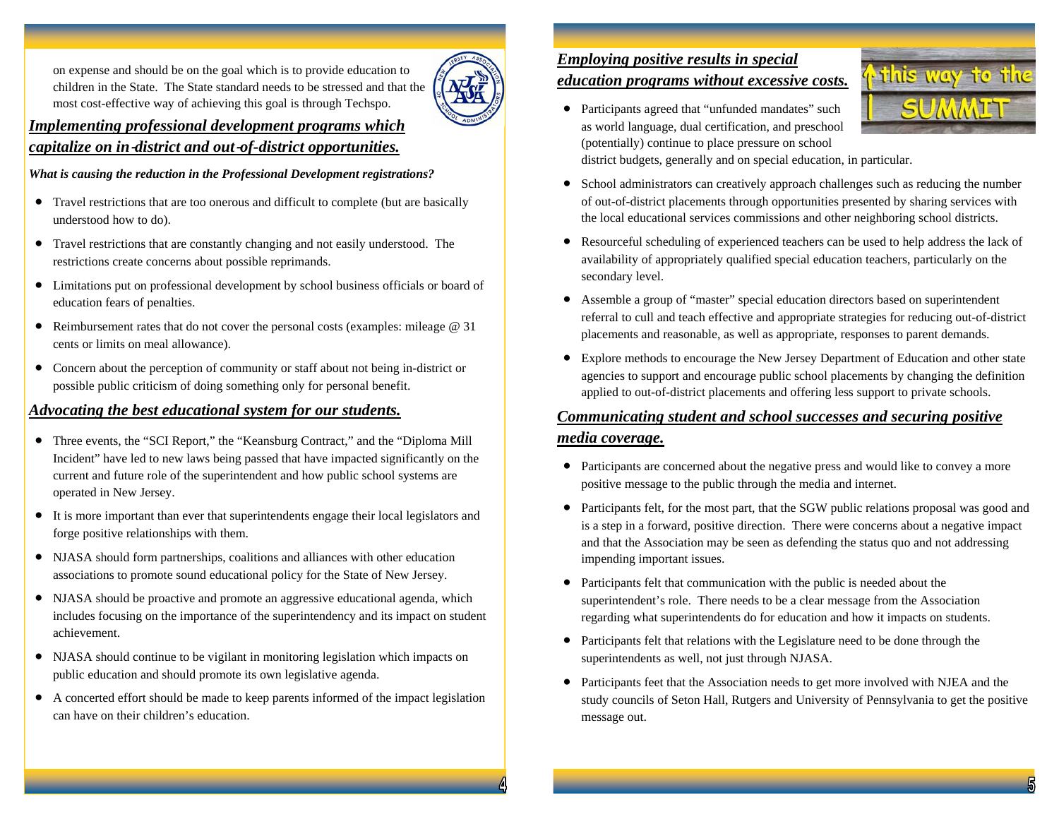on expense and should be on the goal which is to provide education to children in the State. The State standard needs to be stressed and that the most cost-effective way of achieving this goal is through Techspo.

## ***Implementing professional development programs which capitalize on in-district and out-of-district opportunities.***

***What is causing the reduction in the Professional Development registrations?***

- Travel restrictions that are too onerous and difficult to complete (but are basically understood how to do).
- Travel restrictions that are constantly changing and not easily understood. The restrictions create concerns about possible reprimands.
- Limitations put on professional development by school business officials or board of education fears of penalties.
- Reimbursement rates that do not cover the personal costs (examples: mileage @ 31 cents or limits on meal allowance).
- Concern about the perception of community or staff about not being in-district or possible public criticism of doing something only for personal benefit.

## ***Advocating the best educational system for our students.***

- Three events, the "SCI Report," the "Keansburg Contract," and the "Diploma Mill Incident" have led to new laws being passed that have impacted significantly on the current and future role of the superintendent and how public school systems are operated in New Jersey.
- It is more important than ever that superintendents engage their local legislators and forge positive relationships with them.
- NJASA should form partnerships, coalitions and alliances with other education associations to promote sound educational policy for the State of New Jersey.
- NJASA should be proactive and promote an aggressive educational agenda, which includes focusing on the importance of the superintendency and its impact on student achievement.
- NJASA should continue to be vigilant in monitoring legislation which impacts on public education and should promote its own legislative agenda.
- A concerted effort should be made to keep parents informed of the impact legislation can have on their children's education.

## ***Employing positive results in special education programs without excessive costs.***

- Participants agreed that "unfunded mandates" such as world language, dual certification, and preschool (potentially) continue to place pressure on school district budgets, generally and on special education, in particular.
- School administrators can creatively approach challenges such as reducing the number of out-of-district placements through opportunities presented by sharing services with the local educational services commissions and other neighboring school districts.
- Resourceful scheduling of experienced teachers can be used to help address the lack of availability of appropriately qualified special education teachers, particularly on the secondary level.
- Assemble a group of "master" special education directors based on superintendent referral to cull and teach effective and appropriate strategies for reducing out-of-district placements and reasonable, as well as appropriate, responses to parent demands.
- Explore methods to encourage the New Jersey Department of Education and other state agencies to support and encourage public school placements by changing the definition applied to out-of-district placements and offering less support to private schools.

## ***Communicating student and school successes and securing positive media coverage.***

- Participants are concerned about the negative press and would like to convey a more positive message to the public through the media and internet.
- Participants felt, for the most part, that the SGW public relations proposal was good and is a step in a forward, positive direction. There were concerns about a negative impact and that the Association may be seen as defending the status quo and not addressing impending important issues.
- Participants felt that communication with the public is needed about the superintendent's role. There needs to be a clear message from the Association regarding what superintendents do for education and how it impacts on students.
- Participants felt that relations with the Legislature need to be done through the superintendents as well, not just through NJASA.
- Participants feet that the Association needs to get more involved with NJEA and the study councils of Seton Hall, Rutgers and University of Pennsylvania to get the positive message out.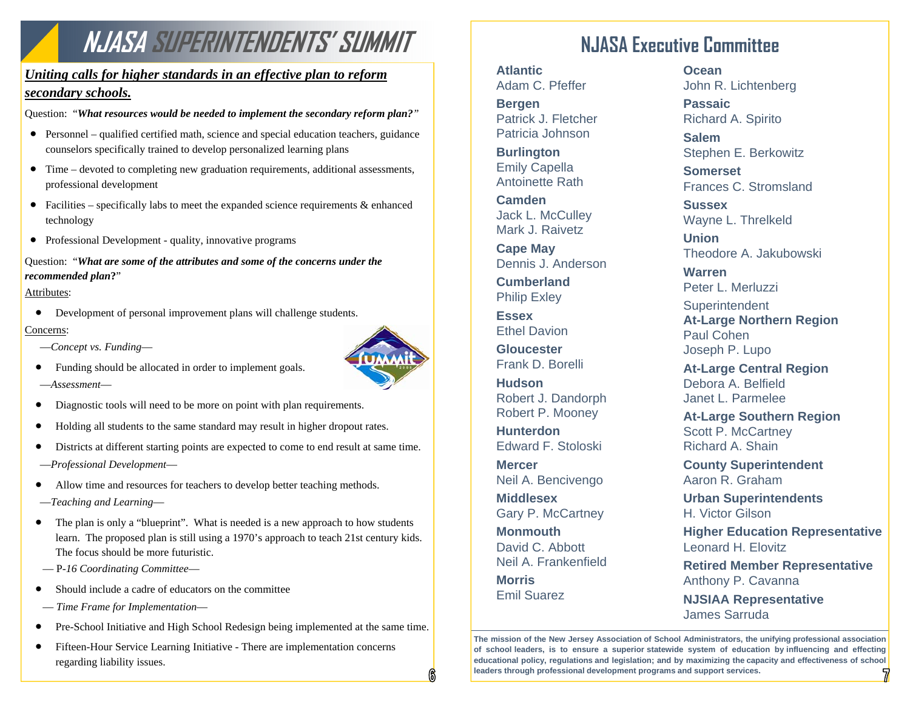# NJASA SUPERINTENDENTS' SUMMIT

***Uniting calls for higher standards in an effective plan to reform secondary schools.***

Question: "***What resources would be needed to implement the secondary reform plan?***"

- Personnel – qualified certified math, science and special education teachers, guidance counselors specifically trained to develop personalized learning plans
- Time – devoted to completing new graduation requirements, additional assessments, professional development
- Facilities – specifically labs to meet the expanded science requirements & enhanced technology
- Professional Development - quality, innovative programs

Question: "***What are some of the attributes and some of the concerns under the recommended plan?***"

Attributes:

- Development of personal improvement plans will challenge students.

Concerns:

*—Concept vs. Funding—*

- Funding should be allocated in order to implement goals.

*—Assessment—*

- Diagnostic tools will need to be more on point with plan requirements.
- Holding all students to the same standard may result in higher dropout rates.
- Districts at different starting points are expected to come to end result at same time.

*—Professional Development—*

- Allow time and resources for teachers to develop better teaching methods.

*—Teaching and Learning—*

- The plan is only a "blueprint". What is needed is a new approach to how students learn. The proposed plan is still using a 1970's approach to teach 21st century kids. The focus should be more futuristic.

*— P-16 Coordinating Committee—*

- Should include a cadre of educators on the committee

*— Time Frame for Implementation—*

- Pre-School Initiative and High School Redesign being implemented at the same time.
- Fifteen-Hour Service Learning Initiative - There are implementation concerns regarding liability issues.

# NJASA Executive Committee

**Atlantic**
Adam C. Pfeffer

**Bergen**
Patrick J. Fletcher
Patricia Johnson

**Burlington**
Emily Capella
Antoinette Rath

**Camden**
Jack L. McCulley
Mark J. Raivetz

**Cape May**
Dennis J. Anderson

**Cumberland**
Philip Exley

**Essex**
Ethel Davion

**Gloucester**
Frank D. Borelli

**Hudson**
Robert J. Dandorph
Robert P. Mooney

**Hunterdon**
Edward F. Stoloski

**Mercer**
Neil A. Bencivengo

**Middlesex**
Gary P. McCartney

**Monmouth**
David C. Abbott
Neil A. Frankenfield

**Morris**
Emil Suarez

**Ocean**
John R. Lichtenberg

**Passaic**
Richard A. Spirito

**Salem**
Stephen E. Berkowitz

**Somerset**
Frances C. Stromsland

**Sussex**
Wayne L. Threlkeld

**Union**
Theodore A. Jakubowski

**Warren**
Peter L. Merluzzi

Superintendent
**At-Large Northern Region**
Paul Cohen
Joseph P. Lupo

**At-Large Central Region**
Debora A. Belfield
Janet L. Parmelee

**At-Large Southern Region**
Scott P. McCartney
Richard A. Shain

**County Superintendent**
Aaron R. Graham

**Urban Superintendents**
H. Victor Gilson

**Higher Education Representative**
Leonard H. Elovitz

**Retired Member Representative**
Anthony P. Cavanna

**NJSIAA Representative**
James Sarruda

**The mission of the New Jersey Association of School Administrators, the unifying professional association of school leaders, is to ensure a superior statewide system of education by influencing and effecting educational policy, regulations and legislation; and by maximizing the capacity and effectiveness of school leaders through professional development programs and support services.**